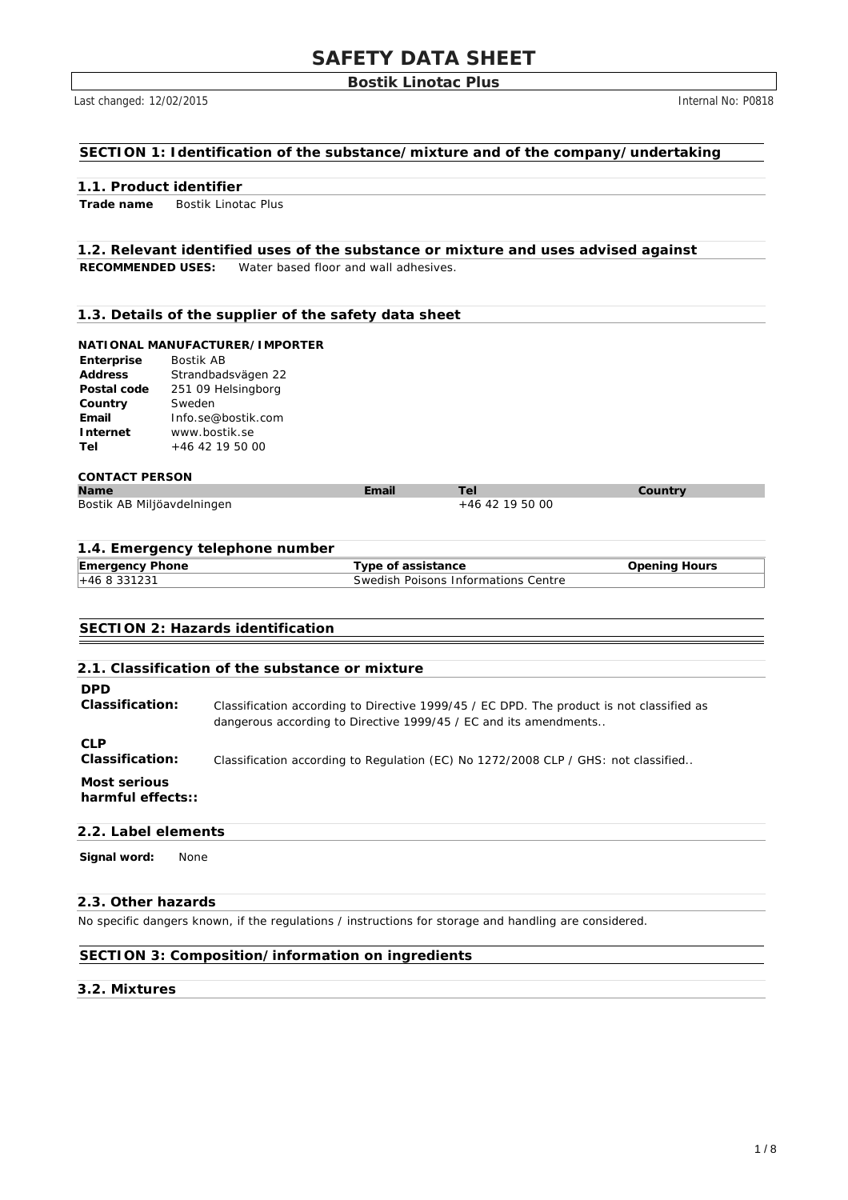# SAFETY DATA SHEET

**Bostik Linotac Plus**

Last changed: 12/02/2015 Internal No: P0818

## SECTION 1: Identification of the substance/mixture and of the company/undertaking

### 1.1. Product identifier

**Trade name** Bostik Linotac Plus

### 1.2. Relevant identified uses of the substance or mixture and uses advised against

**RECOMMENDED USES:** Water based floor and wall adhesives.

### 1.3. Details of the supplier of the safety data sheet

**NATIONAL MANUFACTURER/IMPORTER**

| | |
|---|---|
| **Enterprise** | Bostik AB |
| **Address** | Strandbadsvägen 22 |
| **Postal code** | 251 09 Helsingborg |
| **Country** | Sweden |
| **Email** | Info.se@bostik.com |
| **Internet** | www.bostik.se |
| **Tel** | +46 42 19 50 00 |

**CONTACT PERSON**

| Name | Email | Tel | Country |
|---|---|---|---|
| Bostik AB Miljöavdelningen | | +46 42 19 50 00 | |

### 1.4. Emergency telephone number

| Emergency Phone | Type of assistance | Opening Hours |
|---|---|---|
| +46 8 331231 | Swedish Poisons Informations Centre | |

## SECTION 2: Hazards identification

### 2.1. Classification of the substance or mixture

**DPD Classification:** Classification according to Directive 1999/45 / EC DPD. The product is not classified as dangerous according to Directive 1999/45 / EC and its amendments..

**CLP Classification:** Classification according to Regulation (EC) No 1272/2008 CLP / GHS: not classified..

**Most serious harmful effects::**

### 2.2. Label elements

**Signal word:** None

### 2.3. Other hazards

No specific dangers known, if the regulations / instructions for storage and handling are considered.

## SECTION 3: Composition/information on ingredients

### 3.2. Mixtures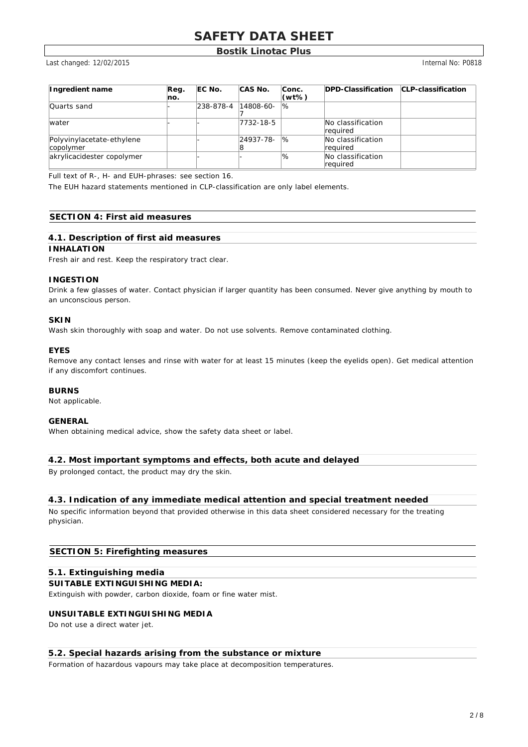| Ingredient name | Reg. no. | EC No. | CAS No. | Conc. (wt%) | DPD-Classification | CLP-classification |
|---|---|---|---|---|---|---|
| Quarts sand | - | 238-878-4 | 14808-60-7 | % | | |
| water | - | - | 7732-18-5 | | No classification required | |
| Polyvinylacetate-ethylene copolymer | | - | 24937-78-8 | % | No classification required | |
| akrylicacidester copolymer | | - | - | % | No classification required | |

Full text of R-, H- and EUH-phrases: see section 16.

The EUH hazard statements mentioned in CLP-classification are only label elements.

## SECTION 4: First aid measures

### 4.1. Description of first aid measures

**INHALATION**

Fresh air and rest. Keep the respiratory tract clear.

**INGESTION**

Drink a few glasses of water. Contact physician if larger quantity has been consumed. Never give anything by mouth to an unconscious person.

**SKIN**

Wash skin thoroughly with soap and water. Do not use solvents. Remove contaminated clothing.

**EYES**

Remove any contact lenses and rinse with water for at least 15 minutes (keep the eyelids open). Get medical attention if any discomfort continues.

**BURNS**

Not applicable.

**GENERAL**

When obtaining medical advice, show the safety data sheet or label.

### 4.2. Most important symptoms and effects, both acute and delayed

By prolonged contact, the product may dry the skin.

### 4.3. Indication of any immediate medical attention and special treatment needed

No specific information beyond that provided otherwise in this data sheet considered necessary for the treating physician.

## SECTION 5: Firefighting measures

### 5.1. Extinguishing media

**SUITABLE EXTINGUISHING MEDIA:**

Extinguish with powder, carbon dioxide, foam or fine water mist.

**UNSUITABLE EXTINGUISHING MEDIA**

Do not use a direct water jet.

### 5.2. Special hazards arising from the substance or mixture

Formation of hazardous vapours may take place at decomposition temperatures.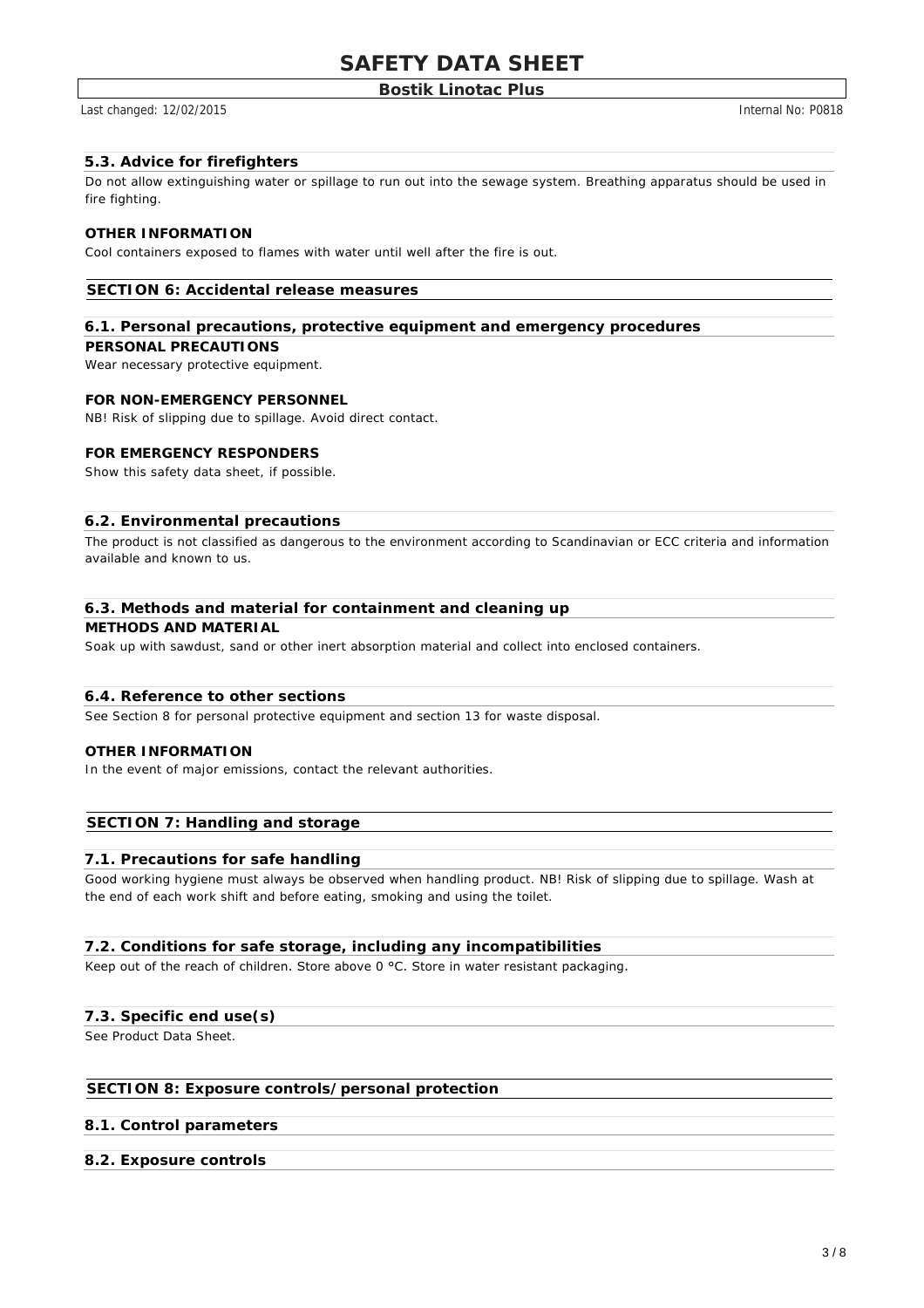### 5.3. Advice for firefighters

Do not allow extinguishing water or spillage to run out into the sewage system. Breathing apparatus should be used in fire fighting.

**OTHER INFORMATION**

Cool containers exposed to flames with water until well after the fire is out.

## SECTION 6: Accidental release measures

### 6.1. Personal precautions, protective equipment and emergency procedures

**PERSONAL PRECAUTIONS**

Wear necessary protective equipment.

**FOR NON-EMERGENCY PERSONNEL**

NB! Risk of slipping due to spillage. Avoid direct contact.

**FOR EMERGENCY RESPONDERS**

Show this safety data sheet, if possible.

### 6.2. Environmental precautions

The product is not classified as dangerous to the environment according to Scandinavian or ECC criteria and information available and known to us.

### 6.3. Methods and material for containment and cleaning up

**METHODS AND MATERIAL**

Soak up with sawdust, sand or other inert absorption material and collect into enclosed containers.

### 6.4. Reference to other sections

See Section 8 for personal protective equipment and section 13 for waste disposal.

**OTHER INFORMATION**

In the event of major emissions, contact the relevant authorities.

## SECTION 7: Handling and storage

### 7.1. Precautions for safe handling

Good working hygiene must always be observed when handling product. NB! Risk of slipping due to spillage. Wash at the end of each work shift and before eating, smoking and using the toilet.

### 7.2. Conditions for safe storage, including any incompatibilities

Keep out of the reach of children. Store above 0 °C. Store in water resistant packaging.

### 7.3. Specific end use(s)

See Product Data Sheet.

## SECTION 8: Exposure controls/personal protection

### 8.1. Control parameters

### 8.2. Exposure controls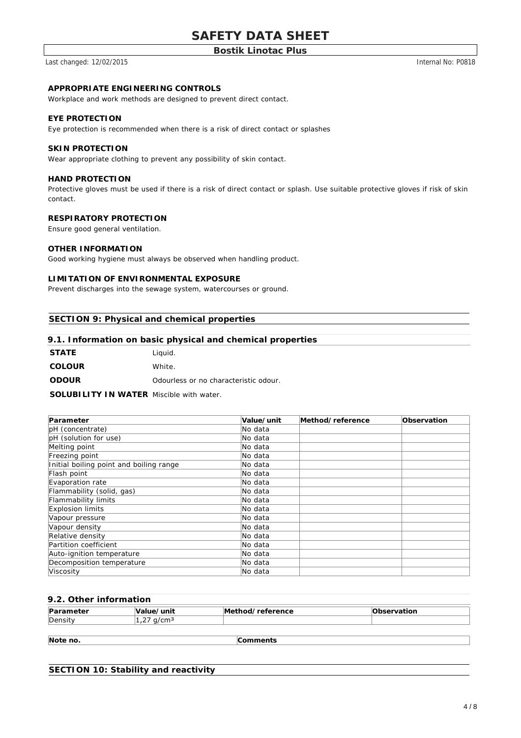### APPROPRIATE ENGINEERING CONTROLS

Workplace and work methods are designed to prevent direct contact.

### EYE PROTECTION

Eye protection is recommended when there is a risk of direct contact or splashes

### SKIN PROTECTION

Wear appropriate clothing to prevent any possibility of skin contact.

### HAND PROTECTION

Protective gloves must be used if there is a risk of direct contact or splash. Use suitable protective gloves if risk of skin contact.

### RESPIRATORY PROTECTION

Ensure good general ventilation.

### OTHER INFORMATION

Good working hygiene must always be observed when handling product.

### LIMITATION OF ENVIRONMENTAL EXPOSURE

Prevent discharges into the sewage system, watercourses or ground.

## SECTION 9: Physical and chemical properties

### 9.1. Information on basic physical and chemical properties

**STATE** Liquid.

**COLOUR** White.

**ODOUR** Odourless or no characteristic odour.

**SOLUBILITY IN WATER** Miscible with water.

| Parameter | Value/unit | Method/reference | Observation |
|---|---|---|---|
| pH (concentrate) | No data | | |
| pH (solution for use) | No data | | |
| Melting point | No data | | |
| Freezing point | No data | | |
| Initial boiling point and boiling range | No data | | |
| Flash point | No data | | |
| Evaporation rate | No data | | |
| Flammability (solid, gas) | No data | | |
| Flammability limits | No data | | |
| Explosion limits | No data | | |
| Vapour pressure | No data | | |
| Vapour density | No data | | |
| Relative density | No data | | |
| Partition coefficient | No data | | |
| Auto-ignition temperature | No data | | |
| Decomposition temperature | No data | | |
| Viscosity | No data | | |

### 9.2. Other information

| Parameter | Value/unit | Method/reference | Observation |
|---|---|---|---|
| Density | 1,27 g/cm³ | | |

| Note no. | Comments |
|---|---|

## SECTION 10: Stability and reactivity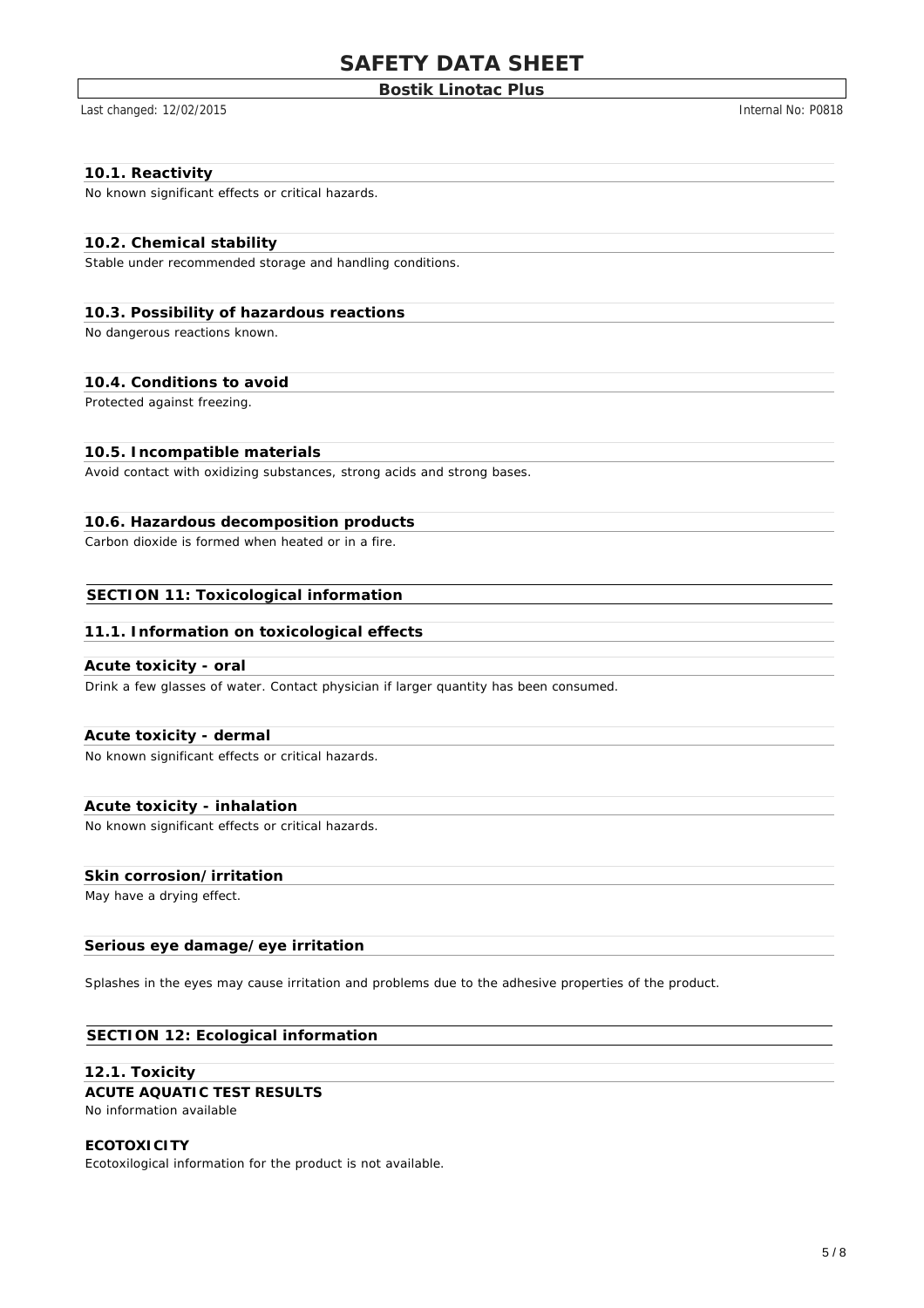### 10.1. Reactivity

No known significant effects or critical hazards.

### 10.2. Chemical stability

Stable under recommended storage and handling conditions.

### 10.3. Possibility of hazardous reactions

No dangerous reactions known.

### 10.4. Conditions to avoid

Protected against freezing.

### 10.5. Incompatible materials

Avoid contact with oxidizing substances, strong acids and strong bases.

### 10.6. Hazardous decomposition products

Carbon dioxide is formed when heated or in a fire.

## SECTION 11: Toxicological information

### 11.1. Information on toxicological effects

#### Acute toxicity - oral

Drink a few glasses of water. Contact physician if larger quantity has been consumed.

#### Acute toxicity - dermal

No known significant effects or critical hazards.

#### Acute toxicity - inhalation

No known significant effects or critical hazards.

#### Skin corrosion/irritation

May have a drying effect.

#### Serious eye damage/eye irritation

Splashes in the eyes may cause irritation and problems due to the adhesive properties of the product.

## SECTION 12: Ecological information

### 12.1. Toxicity

**ACUTE AQUATIC TEST RESULTS**

No information available

**ECOTOXICITY**

Ecotoxilogical information for the product is not available.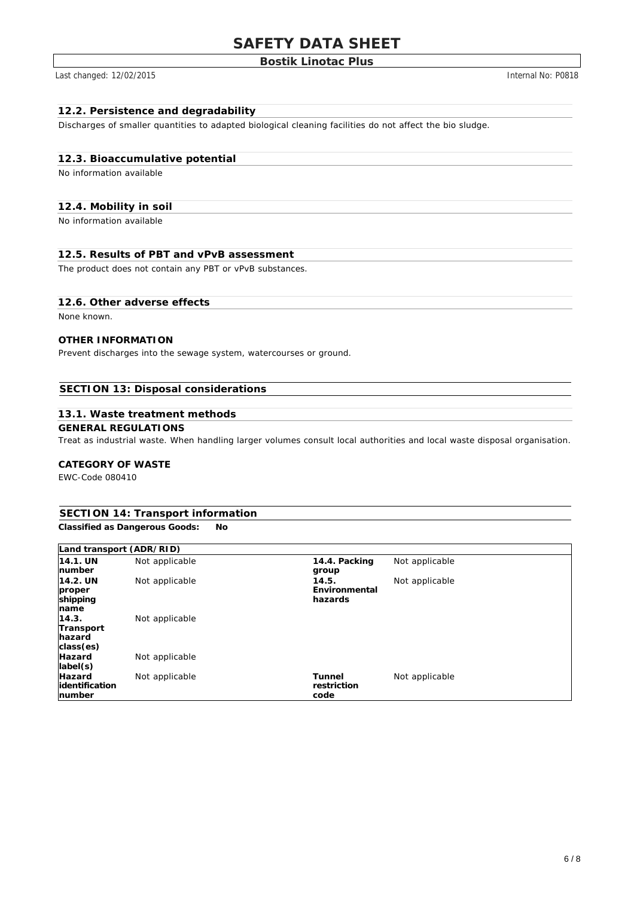### 12.2. Persistence and degradability

Discharges of smaller quantities to adapted biological cleaning facilities do not affect the bio sludge.

### 12.3. Bioaccumulative potential

No information available

### 12.4. Mobility in soil

No information available

### 12.5. Results of PBT and vPvB assessment

The product does not contain any PBT or vPvB substances.

### 12.6. Other adverse effects

None known.

**OTHER INFORMATION**

Prevent discharges into the sewage system, watercourses or ground.

## SECTION 13: Disposal considerations

### 13.1. Waste treatment methods

**GENERAL REGULATIONS**

Treat as industrial waste. When handling larger volumes consult local authorities and local waste disposal organisation.

**CATEGORY OF WASTE**

EWC-Code 080410

## SECTION 14: Transport information

**Classified as Dangerous Goods: No**

| Land transport (ADR/RID) | | | |
|---|---|---|---|
| **14.1. UN number** | Not applicable | **14.4. Packing group** | Not applicable |
| **14.2. UN proper shipping name** | Not applicable | **14.5. Environmental hazards** | Not applicable |
| **14.3. Transport hazard class(es)** | Not applicable | | |
| **Hazard label(s)** | Not applicable | | |
| **Hazard identification number** | Not applicable | **Tunnel restriction code** | Not applicable |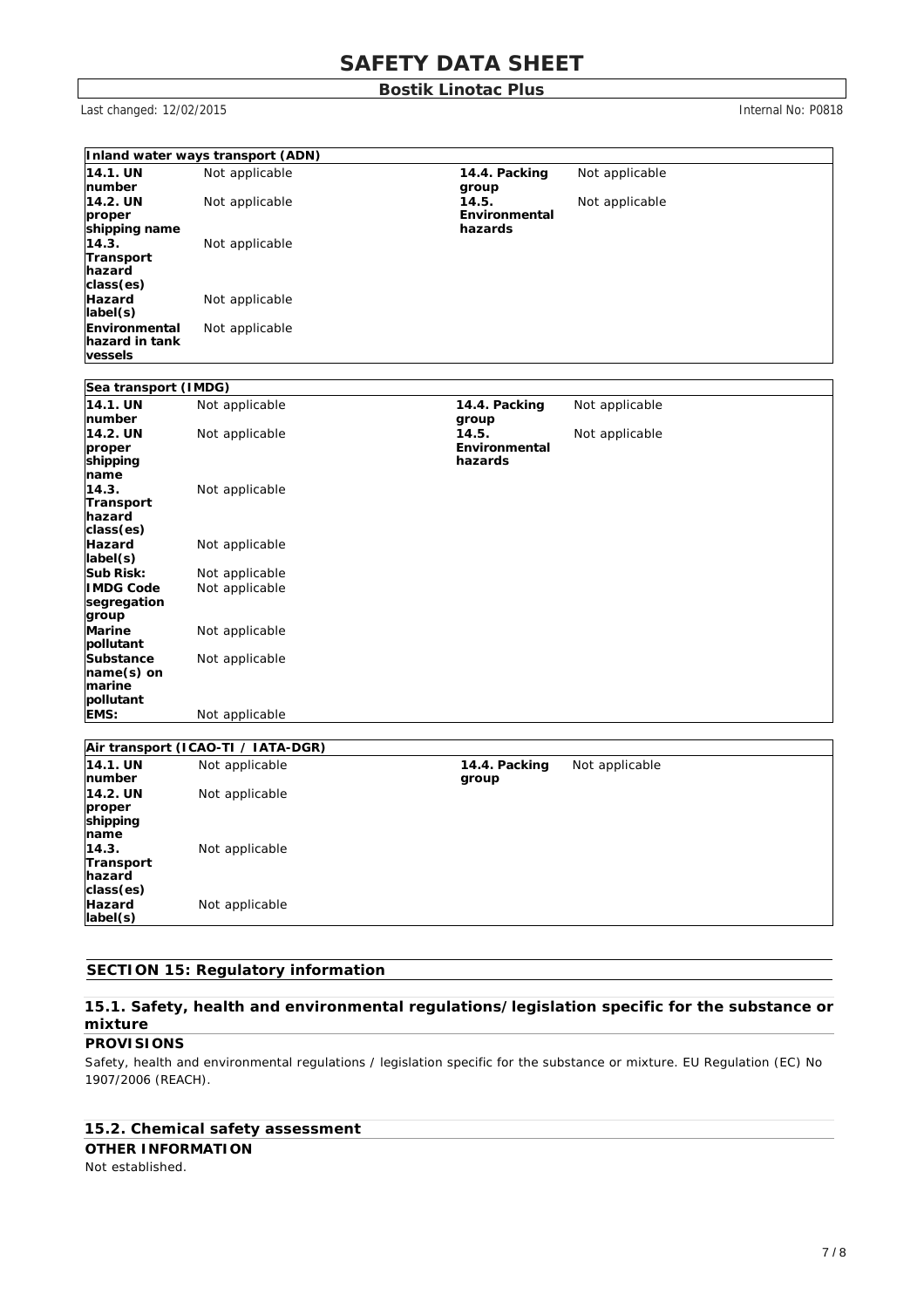**Inland water ways transport (ADN)**

| | | | |
|---|---|---|---|
| **14.1. UN number** | Not applicable | **14.4. Packing group** | Not applicable |
| **14.2. UN proper shipping name** | Not applicable | **14.5. Environmental hazards** | Not applicable |
| **14.3. Transport hazard class(es)** | Not applicable | | |
| **Hazard label(s)** | Not applicable | | |
| **Environmental hazard in tank vessels** | Not applicable | | |

**Sea transport (IMDG)**

| | | | |
|---|---|---|---|
| **14.1. UN number** | Not applicable | **14.4. Packing group** | Not applicable |
| **14.2. UN proper shipping name** | Not applicable | **14.5. Environmental hazards** | Not applicable |
| **14.3. Transport hazard class(es)** | Not applicable | | |
| **Hazard label(s)** | Not applicable | | |
| **Sub Risk:** | Not applicable | | |
| **IMDG Code segregation group** | Not applicable | | |
| **Marine pollutant** | Not applicable | | |
| **Substance name(s) on marine pollutant** | Not applicable | | |
| **EMS:** | Not applicable | | |

**Air transport (ICAO-TI / IATA-DGR)**

| | | | |
|---|---|---|---|
| **14.1. UN number** | Not applicable | **14.4. Packing group** | Not applicable |
| **14.2. UN proper shipping name** | Not applicable | | |
| **14.3. Transport hazard class(es)** | Not applicable | | |
| **Hazard label(s)** | Not applicable | | |

## SECTION 15: Regulatory information

### 15.1. Safety, health and environmental regulations/legislation specific for the substance or mixture

**PROVISIONS**

Safety, health and environmental regulations / legislation specific for the substance or mixture. EU Regulation (EC) No 1907/2006 (REACH).

### 15.2. Chemical safety assessment

**OTHER INFORMATION**

Not established.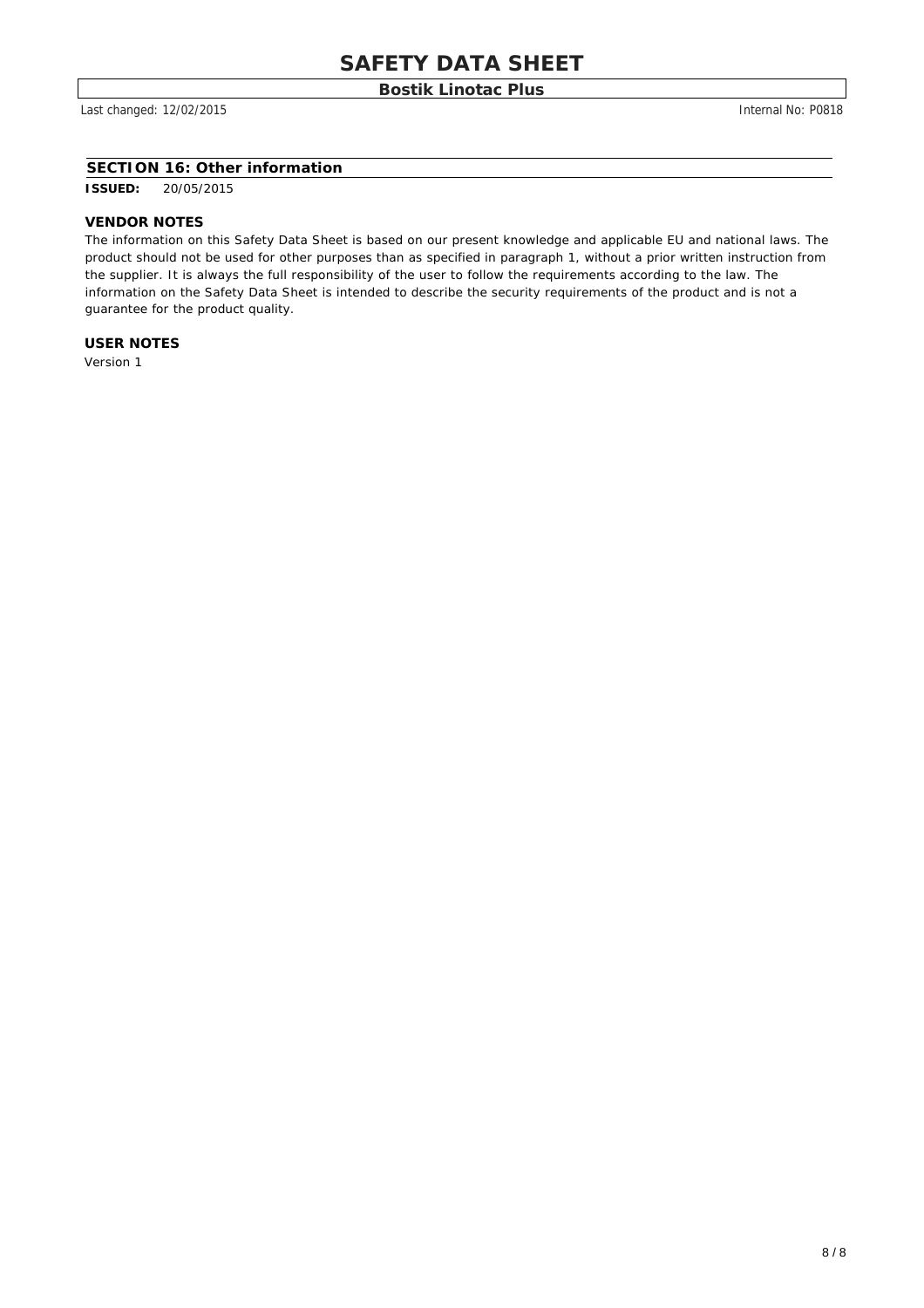## SECTION 16: Other information

**ISSUED:** 20/05/2015

**VENDOR NOTES**

The information on this Safety Data Sheet is based on our present knowledge and applicable EU and national laws. The product should not be used for other purposes than as specified in paragraph 1, without a prior written instruction from the supplier. It is always the full responsibility of the user to follow the requirements according to the law. The information on the Safety Data Sheet is intended to describe the security requirements of the product and is not a guarantee for the product quality.

**USER NOTES**

Version 1